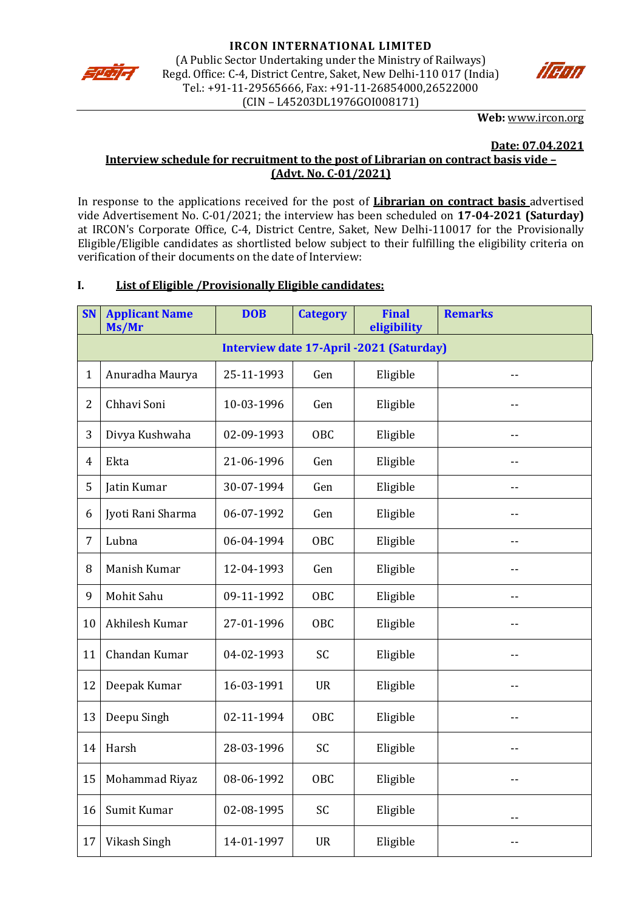**IRCON INTERNATIONAL LIMITED**

(A Public Sector Undertaking under the Ministry of Railways)
Regd. Office: C-4, District Centre, Saket, New Delhi-110 017 (India)
Tel.: +91-11-29565666, Fax: +91-11-26854000,26522000
(CIN – L45203DL1976GOI008171)

**Web:** www.ircon.org

**Date: 07.04.2021**

**Interview schedule for recruitment to the post of Librarian on contract basis vide – (Advt. No. C-01/2021)**

In response to the applications received for the post of **Librarian on contract basis** advertised vide Advertisement No. C-01/2021; the interview has been scheduled on **17-04-2021 (Saturday)** at IRCON's Corporate Office, C-4, District Centre, Saket, New Delhi-110017 for the Provisionally Eligible/Eligible candidates as shortlisted below subject to their fulfilling the eligibility criteria on verification of their documents on the date of Interview:

**I. List of Eligible /Provisionally Eligible candidates:**

| SN | Applicant Name Ms/Mr | DOB | Category | Final eligibility | Remarks |
|---|---|---|---|---|---|
| **Interview date 17-April -2021 (Saturday)** | | | | | |
| 1 | Anuradha Maurya | 25-11-1993 | Gen | Eligible | -- |
| 2 | Chhavi Soni | 10-03-1996 | Gen | Eligible | -- |
| 3 | Divya Kushwaha | 02-09-1993 | OBC | Eligible | -- |
| 4 | Ekta | 21-06-1996 | Gen | Eligible | -- |
| 5 | Jatin Kumar | 30-07-1994 | Gen | Eligible | -- |
| 6 | Jyoti Rani Sharma | 06-07-1992 | Gen | Eligible | -- |
| 7 | Lubna | 06-04-1994 | OBC | Eligible | -- |
| 8 | Manish Kumar | 12-04-1993 | Gen | Eligible | -- |
| 9 | Mohit Sahu | 09-11-1992 | OBC | Eligible | -- |
| 10 | Akhilesh Kumar | 27-01-1996 | OBC | Eligible | -- |
| 11 | Chandan Kumar | 04-02-1993 | SC | Eligible | -- |
| 12 | Deepak Kumar | 16-03-1991 | UR | Eligible | -- |
| 13 | Deepu Singh | 02-11-1994 | OBC | Eligible | -- |
| 14 | Harsh | 28-03-1996 | SC | Eligible | -- |
| 15 | Mohammad Riyaz | 08-06-1992 | OBC | Eligible | -- |
| 16 | Sumit Kumar | 02-08-1995 | SC | Eligible | -- |
| 17 | Vikash Singh | 14-01-1997 | UR | Eligible | -- |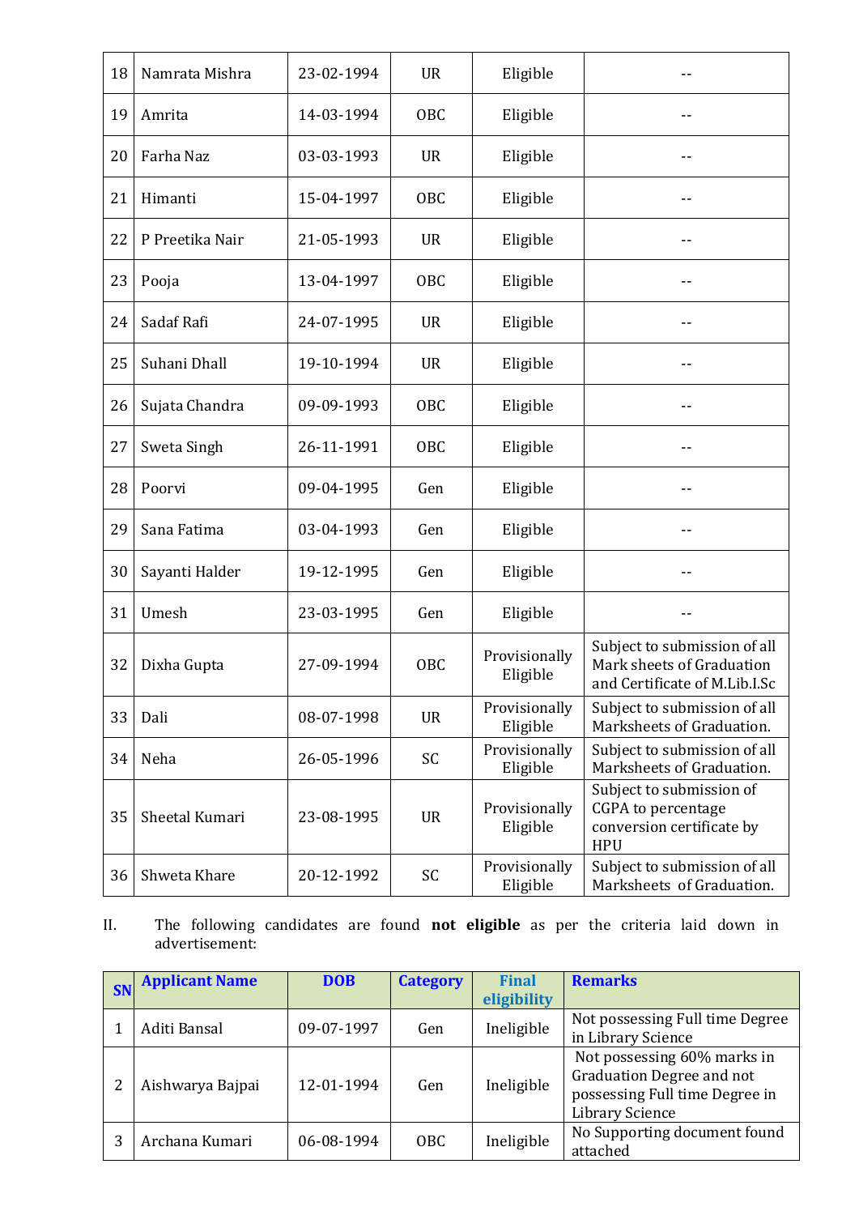| | | | | | |
|---|---|---|---|---|---|
| 18 | Namrata Mishra | 23-02-1994 | UR | Eligible | -- |
| 19 | Amrita | 14-03-1994 | OBC | Eligible | -- |
| 20 | Farha Naz | 03-03-1993 | UR | Eligible | -- |
| 21 | Himanti | 15-04-1997 | OBC | Eligible | -- |
| 22 | P Preetika Nair | 21-05-1993 | UR | Eligible | -- |
| 23 | Pooja | 13-04-1997 | OBC | Eligible | -- |
| 24 | Sadaf Rafi | 24-07-1995 | UR | Eligible | -- |
| 25 | Suhani Dhall | 19-10-1994 | UR | Eligible | -- |
| 26 | Sujata Chandra | 09-09-1993 | OBC | Eligible | -- |
| 27 | Sweta Singh | 26-11-1991 | OBC | Eligible | -- |
| 28 | Poorvi | 09-04-1995 | Gen | Eligible | -- |
| 29 | Sana Fatima | 03-04-1993 | Gen | Eligible | -- |
| 30 | Sayanti Halder | 19-12-1995 | Gen | Eligible | -- |
| 31 | Umesh | 23-03-1995 | Gen | Eligible | -- |
| 32 | Dixha Gupta | 27-09-1994 | OBC | Provisionally Eligible | Subject to submission of all Mark sheets of Graduation and Certificate of M.Lib.I.Sc |
| 33 | Dali | 08-07-1998 | UR | Provisionally Eligible | Subject to submission of all Marksheets of Graduation. |
| 34 | Neha | 26-05-1996 | SC | Provisionally Eligible | Subject to submission of all Marksheets of Graduation. |
| 35 | Sheetal Kumari | 23-08-1995 | UR | Provisionally Eligible | Subject to submission of CGPA to percentage conversion certificate by HPU |
| 36 | Shweta Khare | 20-12-1992 | SC | Provisionally Eligible | Subject to submission of all Marksheets of Graduation. |

II. The following candidates are found **not eligible** as per the criteria laid down in advertisement:

| SN | Applicant Name | DOB | Category | Final eligibility | Remarks |
|---|---|---|---|---|---|
| 1 | Aditi Bansal | 09-07-1997 | Gen | Ineligible | Not possessing Full time Degree in Library Science |
| 2 | Aishwarya Bajpai | 12-01-1994 | Gen | Ineligible | Not possessing 60% marks in Graduation Degree and not possessing Full time Degree in Library Science |
| 3 | Archana Kumari | 06-08-1994 | OBC | Ineligible | No Supporting document found attached |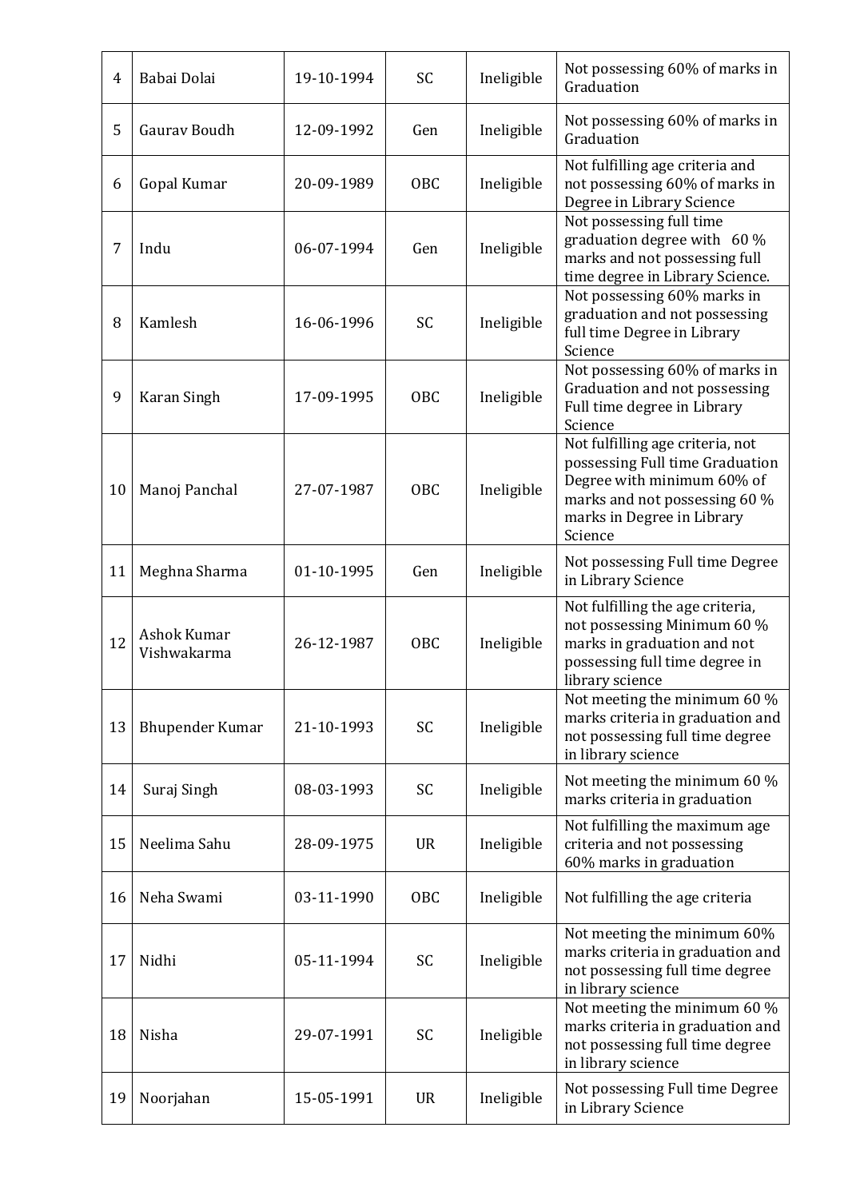| 4 | Babai Dolai | 19-10-1994 | SC | Ineligible | Not possessing 60% of marks in Graduation |
|---|---|---|---|---|---|
| 5 | Gaurav Boudh | 12-09-1992 | Gen | Ineligible | Not possessing 60% of marks in Graduation |
| 6 | Gopal Kumar | 20-09-1989 | OBC | Ineligible | Not fulfilling age criteria and not possessing 60% of marks in Degree in Library Science |
| 7 | Indu | 06-07-1994 | Gen | Ineligible | Not possessing full time graduation degree with 60 % marks and not possessing full time degree in Library Science. |
| 8 | Kamlesh | 16-06-1996 | SC | Ineligible | Not possessing 60% marks in graduation and not possessing full time Degree in Library Science |
| 9 | Karan Singh | 17-09-1995 | OBC | Ineligible | Not possessing 60% of marks in Graduation and not possessing Full time degree in Library Science |
| 10 | Manoj Panchal | 27-07-1987 | OBC | Ineligible | Not fulfilling age criteria, not possessing Full time Graduation Degree with minimum 60% of marks and not possessing 60 % marks in Degree in Library Science |
| 11 | Meghna Sharma | 01-10-1995 | Gen | Ineligible | Not possessing Full time Degree in Library Science |
| 12 | Ashok Kumar Vishwakarma | 26-12-1987 | OBC | Ineligible | Not fulfilling the age criteria, not possessing Minimum 60 % marks in graduation and not possessing full time degree in library science |
| 13 | Bhupender Kumar | 21-10-1993 | SC | Ineligible | Not meeting the minimum 60 % marks criteria in graduation and not possessing full time degree in library science |
| 14 | Suraj Singh | 08-03-1993 | SC | Ineligible | Not meeting the minimum 60 % marks criteria in graduation |
| 15 | Neelima Sahu | 28-09-1975 | UR | Ineligible | Not fulfilling the maximum age criteria and not possessing 60% marks in graduation |
| 16 | Neha Swami | 03-11-1990 | OBC | Ineligible | Not fulfilling the age criteria |
| 17 | Nidhi | 05-11-1994 | SC | Ineligible | Not meeting the minimum 60% marks criteria in graduation and not possessing full time degree in library science |
| 18 | Nisha | 29-07-1991 | SC | Ineligible | Not meeting the minimum 60 % marks criteria in graduation and not possessing full time degree in library science |
| 19 | Noorjahan | 15-05-1991 | UR | Ineligible | Not possessing Full time Degree in Library Science |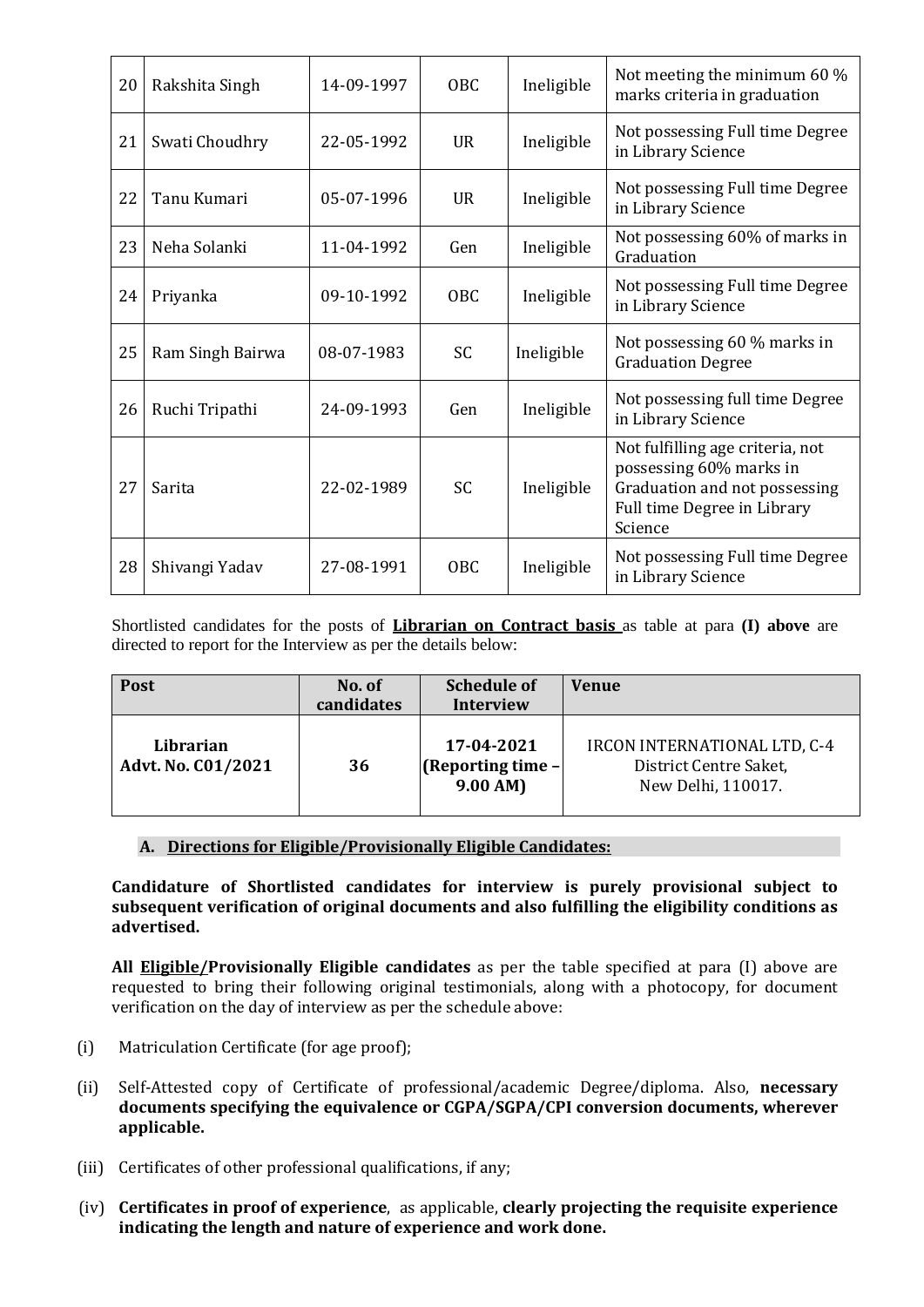| 20 | Rakshita Singh | 14-09-1997 | OBC | Ineligible | Not meeting the minimum 60 % marks criteria in graduation |
|---|---|---|---|---|---|
| 21 | Swati Choudhry | 22-05-1992 | UR | Ineligible | Not possessing Full time Degree in Library Science |
| 22 | Tanu Kumari | 05-07-1996 | UR | Ineligible | Not possessing Full time Degree in Library Science |
| 23 | Neha Solanki | 11-04-1992 | Gen | Ineligible | Not possessing 60% of marks in Graduation |
| 24 | Priyanka | 09-10-1992 | OBC | Ineligible | Not possessing Full time Degree in Library Science |
| 25 | Ram Singh Bairwa | 08-07-1983 | SC | Ineligible | Not possessing 60 % marks in Graduation Degree |
| 26 | Ruchi Tripathi | 24-09-1993 | Gen | Ineligible | Not possessing full time Degree in Library Science |
| 27 | Sarita | 22-02-1989 | SC | Ineligible | Not fulfilling age criteria, not possessing 60% marks in Graduation and not possessing Full time Degree in Library Science |
| 28 | Shivangi Yadav | 27-08-1991 | OBC | Ineligible | Not possessing Full time Degree in Library Science |

Shortlisted candidates for the posts of **Librarian on Contract basis** as table at para **(I) above** are directed to report for the Interview as per the details below:

| Post | No. of candidates | Schedule of Interview | Venue |
|---|---|---|---|
| **Librarian Advt. No. C01/2021** | **36** | **17-04-2021 (Reporting time – 9.00 AM)** | IRCON INTERNATIONAL LTD, C-4 District Centre Saket, New Delhi, 110017. |

**A. Directions for Eligible/Provisionally Eligible Candidates:**

**Candidature of Shortlisted candidates for interview is purely provisional subject to subsequent verification of original documents and also fulfilling the eligibility conditions as advertised.**

**All Eligible/Provisionally Eligible candidates** as per the table specified at para (I) above are requested to bring their following original testimonials, along with a photocopy, for document verification on the day of interview as per the schedule above:

(i) Matriculation Certificate (for age proof);

(ii) Self-Attested copy of Certificate of professional/academic Degree/diploma. Also, **necessary documents specifying the equivalence or CGPA/SGPA/CPI conversion documents, wherever applicable.**

(iii) Certificates of other professional qualifications, if any;

(iv) **Certificates in proof of experience**, as applicable, **clearly projecting the requisite experience indicating the length and nature of experience and work done.**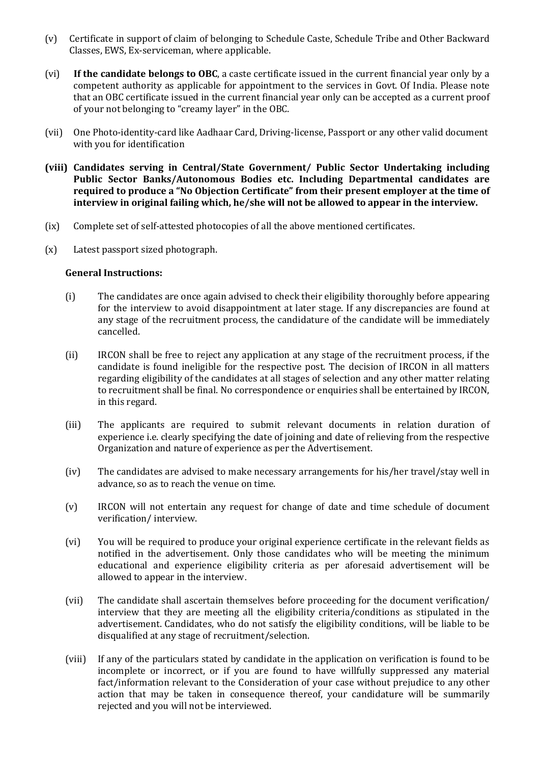(v) Certificate in support of claim of belonging to Schedule Caste, Schedule Tribe and Other Backward Classes, EWS, Ex-serviceman, where applicable.

(vi) **If the candidate belongs to OBC**, a caste certificate issued in the current financial year only by a competent authority as applicable for appointment to the services in Govt. Of India. Please note that an OBC certificate issued in the current financial year only can be accepted as a current proof of your not belonging to "creamy layer" in the OBC.

(vii) One Photo-identity-card like Aadhaar Card, Driving-license, Passport or any other valid document with you for identification

**(viii) Candidates serving in Central/State Government/ Public Sector Undertaking including Public Sector Banks/Autonomous Bodies etc. Including Departmental candidates are required to produce a "No Objection Certificate" from their present employer at the time of interview in original failing which, he/she will not be allowed to appear in the interview.**

(ix) Complete set of self-attested photocopies of all the above mentioned certificates.

(x) Latest passport sized photograph.

**General Instructions:**

(i) The candidates are once again advised to check their eligibility thoroughly before appearing for the interview to avoid disappointment at later stage. If any discrepancies are found at any stage of the recruitment process, the candidature of the candidate will be immediately cancelled.

(ii) IRCON shall be free to reject any application at any stage of the recruitment process, if the candidate is found ineligible for the respective post. The decision of IRCON in all matters regarding eligibility of the candidates at all stages of selection and any other matter relating to recruitment shall be final. No correspondence or enquiries shall be entertained by IRCON, in this regard.

(iii) The applicants are required to submit relevant documents in relation duration of experience i.e. clearly specifying the date of joining and date of relieving from the respective Organization and nature of experience as per the Advertisement.

(iv) The candidates are advised to make necessary arrangements for his/her travel/stay well in advance, so as to reach the venue on time.

(v) IRCON will not entertain any request for change of date and time schedule of document verification/ interview.

(vi) You will be required to produce your original experience certificate in the relevant fields as notified in the advertisement. Only those candidates who will be meeting the minimum educational and experience eligibility criteria as per aforesaid advertisement will be allowed to appear in the interview.

(vii) The candidate shall ascertain themselves before proceeding for the document verification/ interview that they are meeting all the eligibility criteria/conditions as stipulated in the advertisement. Candidates, who do not satisfy the eligibility conditions, will be liable to be disqualified at any stage of recruitment/selection.

(viii) If any of the particulars stated by candidate in the application on verification is found to be incomplete or incorrect, or if you are found to have willfully suppressed any material fact/information relevant to the Consideration of your case without prejudice to any other action that may be taken in consequence thereof, your candidature will be summarily rejected and you will not be interviewed.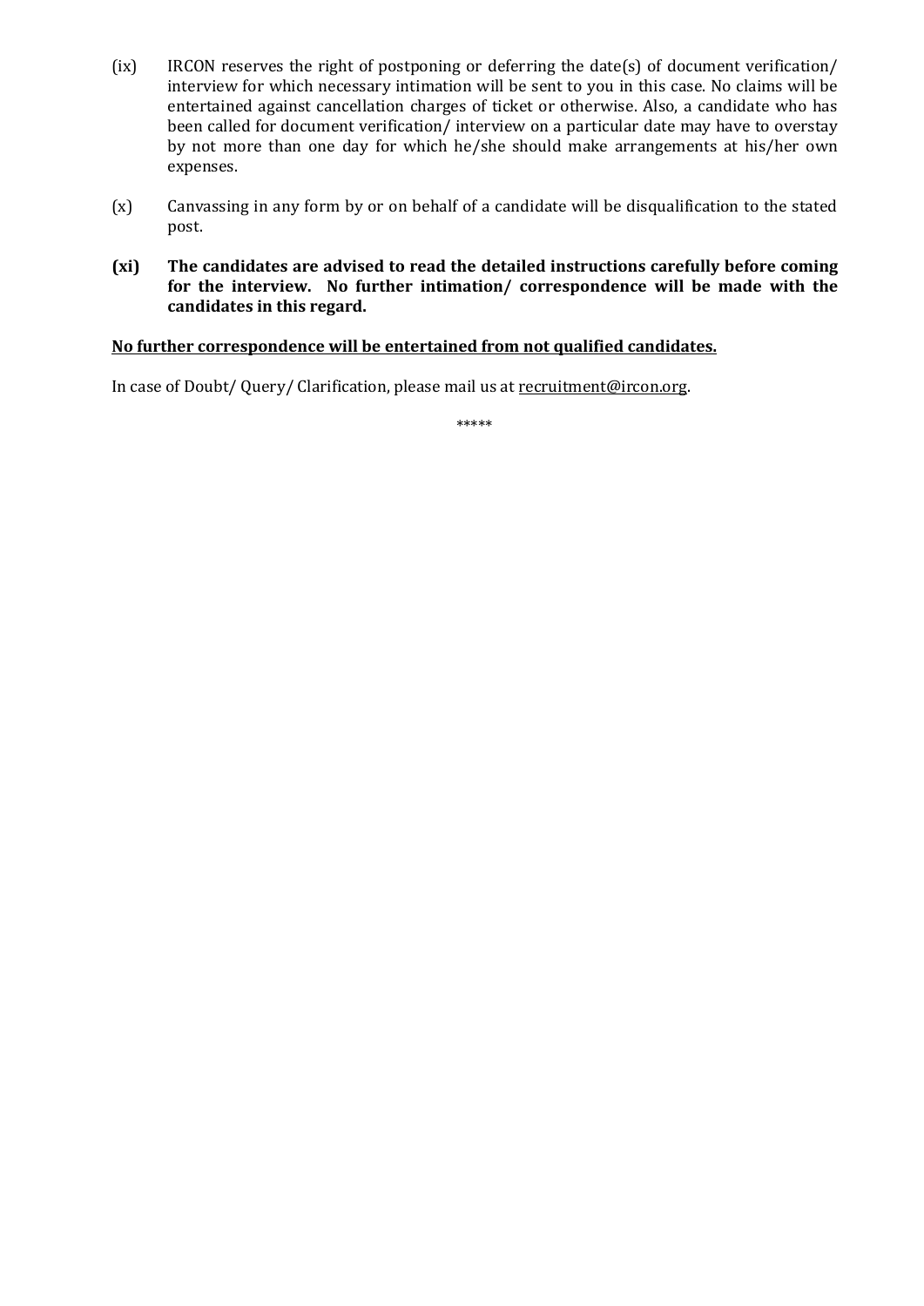(ix) IRCON reserves the right of postponing or deferring the date(s) of document verification/ interview for which necessary intimation will be sent to you in this case. No claims will be entertained against cancellation charges of ticket or otherwise. Also, a candidate who has been called for document verification/ interview on a particular date may have to overstay by not more than one day for which he/she should make arrangements at his/her own expenses.

(x) Canvassing in any form by or on behalf of a candidate will be disqualification to the stated post.

**(xi) The candidates are advised to read the detailed instructions carefully before coming for the interview. No further intimation/ correspondence will be made with the candidates in this regard.**

**<u>No further correspondence will be entertained from not qualified candidates.</u>**

In case of Doubt/ Query/ Clarification, please mail us at recruitment@ircon.org.

*****